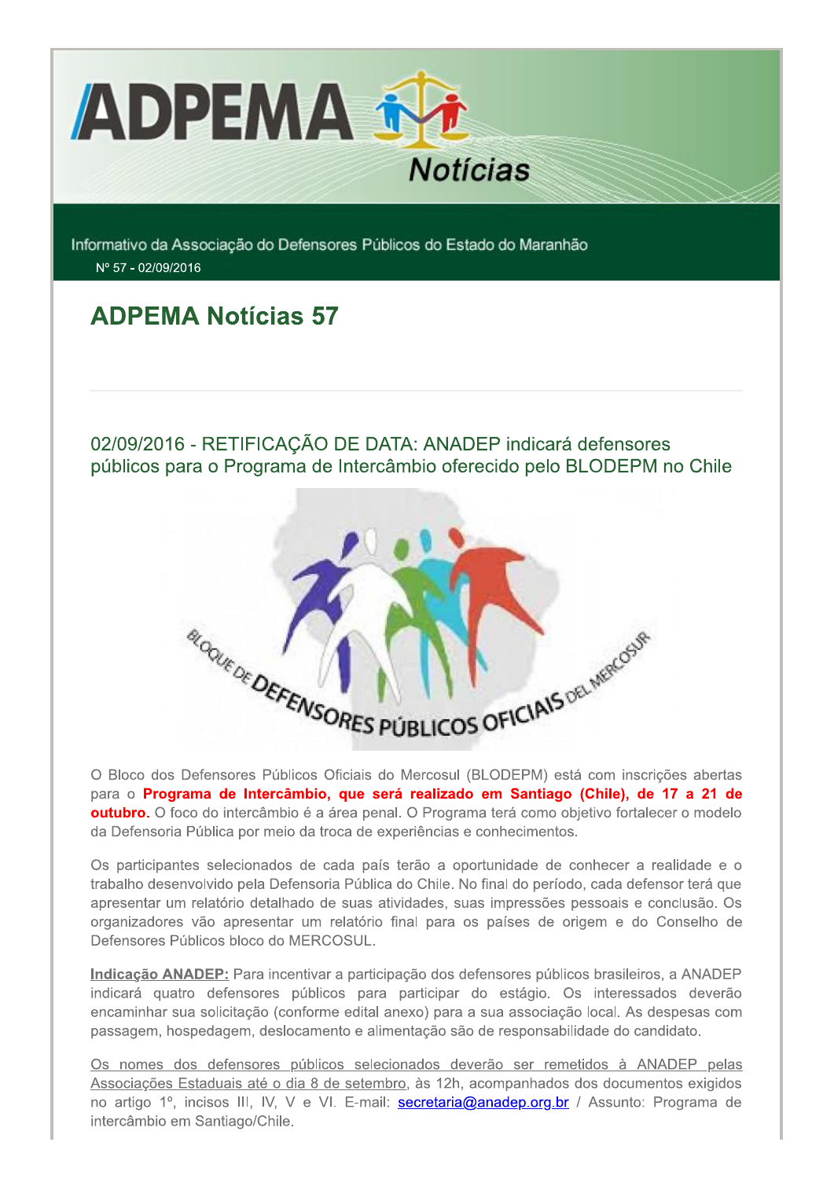# ADPEMA Notícias

Informativo da Associação do Defensores Públicos do Estado do Maranhão

Nº 57 - 02/09/2016

## ADPEMA Notícias 57

### 02/09/2016 - RETIFICAÇÃO DE DATA: ANADEP indicará defensores públicos para o Programa de Intercâmbio oferecido pelo BLODEPM no Chile

O Bloco dos Defensores Públicos Oficiais do Mercosul (BLODEPM) está com inscrições abertas para o **Programa de Intercâmbio, que será realizado em Santiago (Chile), de 17 a 21 de outubro.** O foco do intercâmbio é a área penal. O Programa terá como objetivo fortalecer o modelo da Defensoria Pública por meio da troca de experiências e conhecimentos.

Os participantes selecionados de cada país terão a oportunidade de conhecer a realidade e o trabalho desenvolvido pela Defensoria Pública do Chile. No final do período, cada defensor terá que apresentar um relatório detalhado de suas atividades, suas impressões pessoais e conclusão. Os organizadores vão apresentar um relatório final para os países de origem e do Conselho de Defensores Públicos bloco do MERCOSUL.

**Indicação ANADEP:** Para incentivar a participação dos defensores públicos brasileiros, a ANADEP indicará quatro defensores públicos para participar do estágio. Os interessados deverão encaminhar sua solicitação (conforme edital anexo) para a sua associação local. As despesas com passagem, hospedagem, deslocamento e alimentação são de responsabilidade do candidato.

Os nomes dos defensores públicos selecionados deverão ser remetidos à ANADEP pelas Associações Estaduais até o dia 8 de setembro, às 12h, acompanhados dos documentos exigidos no artigo 1º, incisos III, IV, V e VI. E-mail: secretaria@anadep.org.br / Assunto: Programa de intercâmbio em Santiago/Chile.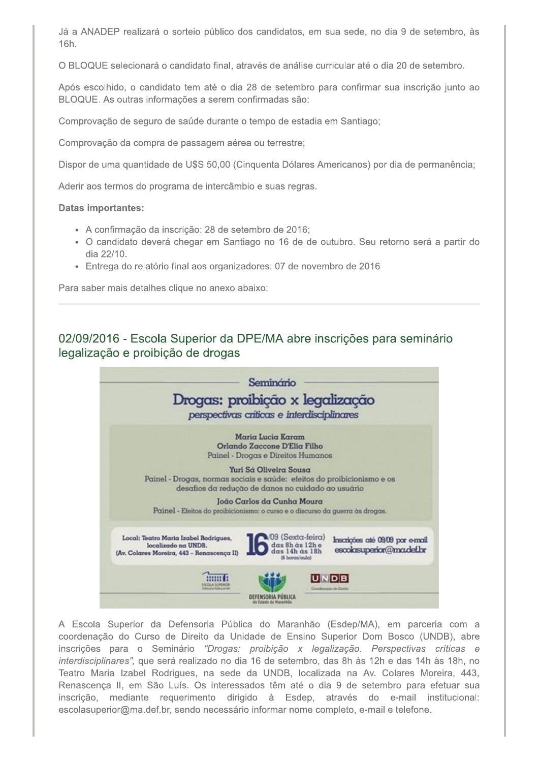Já a ANADEP realizará o sorteio público dos candidatos, em sua sede, no dia 9 de setembro, às 16h.

O BLOQUE selecionará o candidato final, através de análise curricular até o dia 20 de setembro.

Após escolhido, o candidato tem até o dia 28 de setembro para confirmar sua inscrição junto ao BLOQUE. As outras informações a serem confirmadas são:

Comprovação de seguro de saúde durante o tempo de estadia em Santiago;

Comprovação da compra de passagem aérea ou terrestre;

Dispor de uma quantidade de U$S 50,00 (Cinquenta Dólares Americanos) por dia de permanência;

Aderir aos termos do programa de intercâmbio e suas regras.

**Datas importantes:**

- A confirmação da inscrição: 28 de setembro de 2016;
- O candidato deverá chegar em Santiago no 16 de de outubro. Seu retorno será a partir do dia 22/10.
- Entrega do relatório final aos organizadores: 07 de novembro de 2016

Para saber mais detalhes clique no anexo abaixo:

---

## 02/09/2016 - Escola Superior da DPE/MA abre inscrições para seminário legalização e proibição de drogas

Seminário

Drogas: proibição x legalização

*perspectivas críticas e interdisciplinares*

Maria Lucia Karam
Orlando Zaccone D'Elia Filho
Painel - Drogas e Direitos Humanos

Yuri Sá Oliveira Sousa
Painel - Drogas, normas sociais e saúde: efeitos do proibicionismo e os desafios da redução de danos no cuidado ao usuário

João Carlos da Cunha Moura
Painel - Efeitos do proibicionismo: o curso e o discurso da guerra às drogas.

Local: Teatro Maria Izabel Rodrigues, localizado na UNDB. (Av. Colares Moreira, 443 – Renascença II)

16/09 (Sexta-feira) das 8h às 12h e das 14h às 18h (8 horas/aula)

Inscrições até 09/09 por e-mail escolasuperior@ma.def.br

A Escola Superior da Defensoria Pública do Maranhão (Esdep/MA), em parceria com a coordenação do Curso de Direito da Unidade de Ensino Superior Dom Bosco (UNDB), abre inscrições para o Seminário *"Drogas: proibição x legalização. Perspectivas críticas e interdisciplinares"*, que será realizado no dia 16 de setembro, das 8h às 12h e das 14h às 18h, no Teatro Maria Izabel Rodrigues, na sede da UNDB, localizada na Av. Colares Moreira, 443, Renascença II, em São Luís. Os interessados têm até o dia 9 de setembro para efetuar sua inscrição, mediante requerimento dirigido à Esdep, através do e-mail institucional: escolasuperior@ma.def.br, sendo necessário informar nome completo, e-mail e telefone.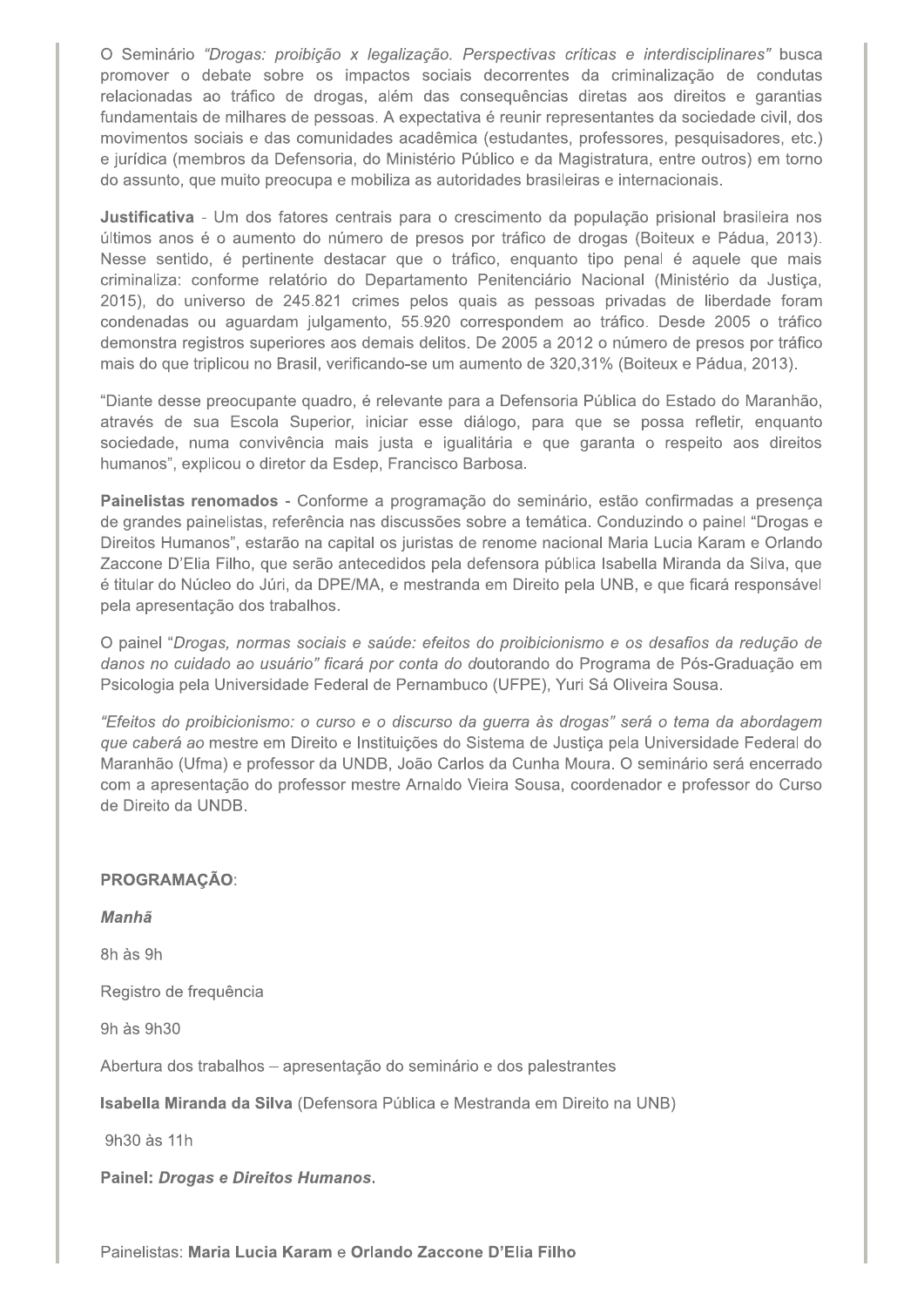O Seminário *"Drogas: proibição x legalização. Perspectivas críticas e interdisciplinares"* busca promover o debate sobre os impactos sociais decorrentes da criminalização de condutas relacionadas ao tráfico de drogas, além das consequências diretas aos direitos e garantias fundamentais de milhares de pessoas. A expectativa é reunir representantes da sociedade civil, dos movimentos sociais e das comunidades acadêmica (estudantes, professores, pesquisadores, etc.) e jurídica (membros da Defensoria, do Ministério Público e da Magistratura, entre outros) em torno do assunto, que muito preocupa e mobiliza as autoridades brasileiras e internacionais.

**Justificativa** - Um dos fatores centrais para o crescimento da população prisional brasileira nos últimos anos é o aumento do número de presos por tráfico de drogas (Boiteux e Pádua, 2013). Nesse sentido, é pertinente destacar que o tráfico, enquanto tipo penal é aquele que mais criminaliza: conforme relatório do Departamento Penitenciário Nacional (Ministério da Justiça, 2015), do universo de 245.821 crimes pelos quais as pessoas privadas de liberdade foram condenadas ou aguardam julgamento, 55.920 correspondem ao tráfico. Desde 2005 o tráfico demonstra registros superiores aos demais delitos. De 2005 a 2012 o número de presos por tráfico mais do que triplicou no Brasil, verificando-se um aumento de 320,31% (Boiteux e Pádua, 2013).

"Diante desse preocupante quadro, é relevante para a Defensoria Pública do Estado do Maranhão, através de sua Escola Superior, iniciar esse diálogo, para que se possa refletir, enquanto sociedade, numa convivência mais justa e igualitária e que garanta o respeito aos direitos humanos", explicou o diretor da Esdep, Francisco Barbosa.

**Painelistas renomados** - Conforme a programação do seminário, estão confirmadas a presença de grandes painelistas, referência nas discussões sobre a temática. Conduzindo o painel "Drogas e Direitos Humanos", estarão na capital os juristas de renome nacional Maria Lucia Karam e Orlando Zaccone D'Elia Filho, que serão antecedidos pela defensora pública Isabella Miranda da Silva, que é titular do Núcleo do Júri, da DPE/MA, e mestranda em Direito pela UNB, e que ficará responsável pela apresentação dos trabalhos.

O painel "*Drogas, normas sociais e saúde: efeitos do proibicionismo e os desafios da redução de danos no cuidado ao usuário" ficará por conta do d*outorando do Programa de Pós-Graduação em Psicologia pela Universidade Federal de Pernambuco (UFPE), Yuri Sá Oliveira Sousa.

*"Efeitos do proibicionismo: o curso e o discurso da guerra às drogas" será o tema da abordagem que caberá ao* mestre em Direito e Instituições do Sistema de Justiça pela Universidade Federal do Maranhão (Ufma) e professor da UNDB, João Carlos da Cunha Moura. O seminário será encerrado com a apresentação do professor mestre Arnaldo Vieira Sousa, coordenador e professor do Curso de Direito da UNDB.

**PROGRAMAÇÃO**:

***Manhã***

8h às 9h

Registro de frequência

9h às 9h30

Abertura dos trabalhos – apresentação do seminário e dos palestrantes

**Isabella Miranda da Silva** (Defensora Pública e Mestranda em Direito na UNB)

9h30 às 11h

**Painel: *Drogas e Direitos Humanos*.**

Painelistas: **Maria Lucia Karam** e **Orlando Zaccone D'Elia Filho**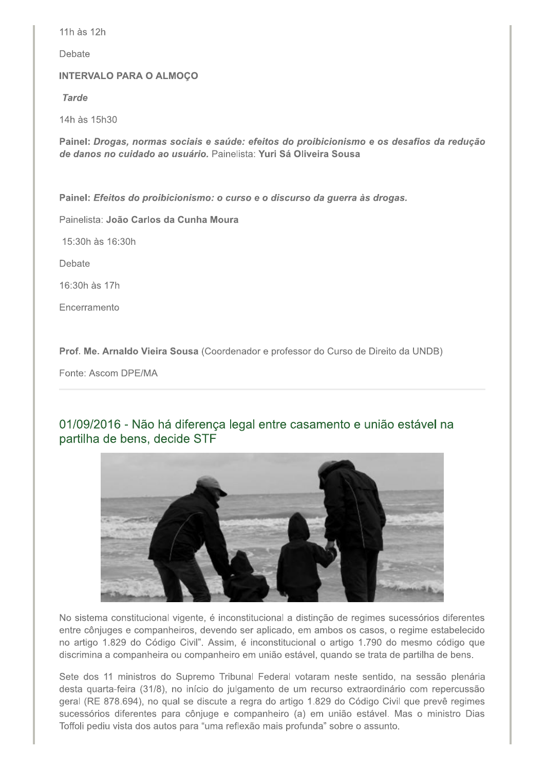11h às 12h

Debate

**INTERVALO PARA O ALMOÇO**

***Tarde***

14h às 15h30

**Painel:** ***Drogas, normas sociais e saúde: efeitos do proibicionismo e os desafios da redução de danos no cuidado ao usuário.*** Painelista: **Yuri Sá Oliveira Sousa**

**Painel:** ***Efeitos do proibicionismo: o curso e o discurso da guerra às drogas.***

Painelista: **João Carlos da Cunha Moura**

15:30h às 16:30h

Debate

16:30h às 17h

Encerramento

**Prof. Me. Arnaldo Vieira Sousa** (Coordenador e professor do Curso de Direito da UNDB)

Fonte: Ascom DPE/MA

---

## 01/09/2016 - Não há diferença legal entre casamento e união estável na partilha de bens, decide STF

No sistema constitucional vigente, é inconstitucional a distinção de regimes sucessórios diferentes entre cônjuges e companheiros, devendo ser aplicado, em ambos os casos, o regime estabelecido no artigo 1.829 do Código Civil". Assim, é inconstitucional o artigo 1.790 do mesmo código que discrimina a companheira ou companheiro em união estável, quando se trata de partilha de bens.

Sete dos 11 ministros do Supremo Tribunal Federal votaram neste sentido, na sessão plenária desta quarta-feira (31/8), no início do julgamento de um recurso extraordinário com repercussão geral (RE 878.694), no qual se discute a regra do artigo 1.829 do Código Civil que prevê regimes sucessórios diferentes para cônjuge e companheiro (a) em união estável. Mas o ministro Dias Toffoli pediu vista dos autos para "uma reflexão mais profunda" sobre o assunto.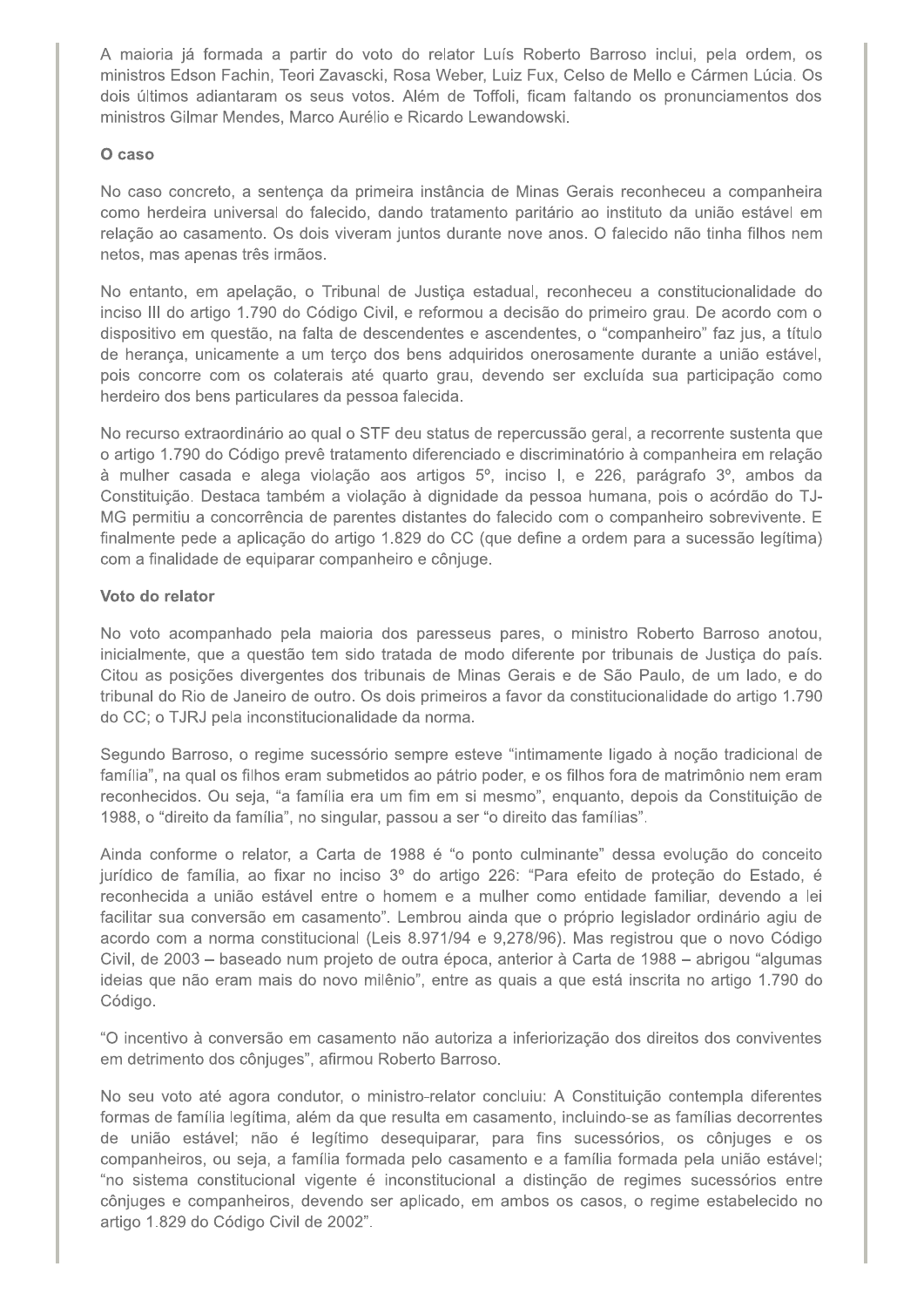A maioria já formada a partir do voto do relator Luís Roberto Barroso inclui, pela ordem, os ministros Edson Fachin, Teori Zavascki, Rosa Weber, Luiz Fux, Celso de Mello e Cármen Lúcia. Os dois últimos adiantaram os seus votos. Além de Toffoli, ficam faltando os pronunciamentos dos ministros Gilmar Mendes, Marco Aurélio e Ricardo Lewandowski.

**O caso**

No caso concreto, a sentença da primeira instância de Minas Gerais reconheceu a companheira como herdeira universal do falecido, dando tratamento paritário ao instituto da união estável em relação ao casamento. Os dois viveram juntos durante nove anos. O falecido não tinha filhos nem netos, mas apenas três irmãos.

No entanto, em apelação, o Tribunal de Justiça estadual, reconheceu a constitucionalidade do inciso III do artigo 1.790 do Código Civil, e reformou a decisão do primeiro grau. De acordo com o dispositivo em questão, na falta de descendentes e ascendentes, o "companheiro" faz jus, a título de herança, unicamente a um terço dos bens adquiridos onerosamente durante a união estável, pois concorre com os colaterais até quarto grau, devendo ser excluída sua participação como herdeiro dos bens particulares da pessoa falecida.

No recurso extraordinário ao qual o STF deu status de repercussão geral, a recorrente sustenta que o artigo 1.790 do Código prevê tratamento diferenciado e discriminatório à companheira em relação à mulher casada e alega violação aos artigos 5º, inciso I, e 226, parágrafo 3º, ambos da Constituição. Destaca também a violação à dignidade da pessoa humana, pois o acórdão do TJ-MG permitiu a concorrência de parentes distantes do falecido com o companheiro sobrevivente. E finalmente pede a aplicação do artigo 1.829 do CC (que define a ordem para a sucessão legítima) com a finalidade de equiparar companheiro e cônjuge.

**Voto do relator**

No voto acompanhado pela maioria dos paresseus pares, o ministro Roberto Barroso anotou, inicialmente, que a questão tem sido tratada de modo diferente por tribunais de Justiça do país. Citou as posições divergentes dos tribunais de Minas Gerais e de São Paulo, de um lado, e do tribunal do Rio de Janeiro de outro. Os dois primeiros a favor da constitucionalidade do artigo 1.790 do CC; o TJRJ pela inconstitucionalidade da norma.

Segundo Barroso, o regime sucessório sempre esteve "intimamente ligado à noção tradicional de família", na qual os filhos eram submetidos ao pátrio poder, e os filhos fora de matrimônio nem eram reconhecidos. Ou seja, "a família era um fim em si mesmo", enquanto, depois da Constituição de 1988, o "direito da família", no singular, passou a ser "o direito das famílias".

Ainda conforme o relator, a Carta de 1988 é "o ponto culminante" dessa evolução do conceito jurídico de família, ao fixar no inciso 3º do artigo 226: "Para efeito de proteção do Estado, é reconhecida a união estável entre o homem e a mulher como entidade familiar, devendo a lei facilitar sua conversão em casamento". Lembrou ainda que o próprio legislador ordinário agiu de acordo com a norma constitucional (Leis 8.971/94 e 9,278/96). Mas registrou que o novo Código Civil, de 2003 – baseado num projeto de outra época, anterior à Carta de 1988 – abrigou "algumas ideias que não eram mais do novo milênio", entre as quais a que está inscrita no artigo 1.790 do Código.

"O incentivo à conversão em casamento não autoriza a inferiorização dos direitos dos conviventes em detrimento dos cônjuges", afirmou Roberto Barroso.

No seu voto até agora condutor, o ministro-relator concluiu: A Constituição contempla diferentes formas de família legítima, além da que resulta em casamento, incluindo-se as famílias decorrentes de união estável; não é legítimo desequiparar, para fins sucessórios, os cônjuges e os companheiros, ou seja, a família formada pelo casamento e a família formada pela união estável; "no sistema constitucional vigente é inconstitucional a distinção de regimes sucessórios entre cônjuges e companheiros, devendo ser aplicado, em ambos os casos, o regime estabelecido no artigo 1.829 do Código Civil de 2002".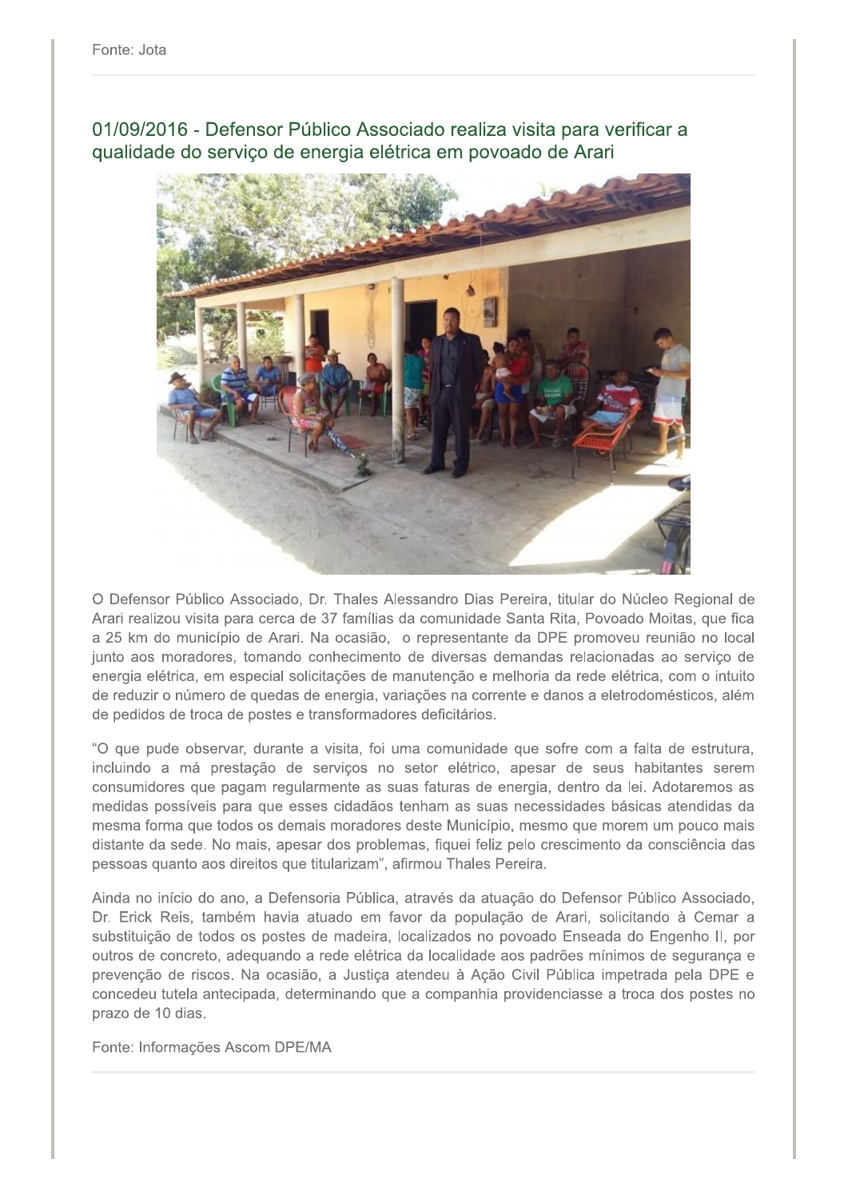Fonte: Jota

## 01/09/2016 - Defensor Público Associado realiza visita para verificar a qualidade do serviço de energia elétrica em povoado de Arari

O Defensor Público Associado, Dr. Thales Alessandro Dias Pereira, titular do Núcleo Regional de Arari realizou visita para cerca de 37 famílias da comunidade Santa Rita, Povoado Moitas, que fica a 25 km do município de Arari. Na ocasião, o representante da DPE promoveu reunião no local junto aos moradores, tomando conhecimento de diversas demandas relacionadas ao serviço de energia elétrica, em especial solicitações de manutenção e melhoria da rede elétrica, com o intuito de reduzir o número de quedas de energia, variações na corrente e danos a eletrodomésticos, além de pedidos de troca de postes e transformadores deficitários.

"O que pude observar, durante a visita, foi uma comunidade que sofre com a falta de estrutura, incluindo a má prestação de serviços no setor elétrico, apesar de seus habitantes serem consumidores que pagam regularmente as suas faturas de energia, dentro da lei. Adotaremos as medidas possíveis para que esses cidadãos tenham as suas necessidades básicas atendidas da mesma forma que todos os demais moradores deste Município, mesmo que morem um pouco mais distante da sede. No mais, apesar dos problemas, fiquei feliz pelo crescimento da consciência das pessoas quanto aos direitos que titularizam", afirmou Thales Pereira.

Ainda no início do ano, a Defensoria Pública, através da atuação do Defensor Público Associado, Dr. Erick Reis, também havia atuado em favor da população de Arari, solicitando à Cemar a substituição de todos os postes de madeira, localizados no povoado Enseada do Engenho II, por outros de concreto, adequando a rede elétrica da localidade aos padrões mínimos de segurança e prevenção de riscos. Na ocasião, a Justiça atendeu à Ação Civil Pública impetrada pela DPE e concedeu tutela antecipada, determinando que a companhia providenciasse a troca dos postes no prazo de 10 dias.

Fonte: Informações Ascom DPE/MA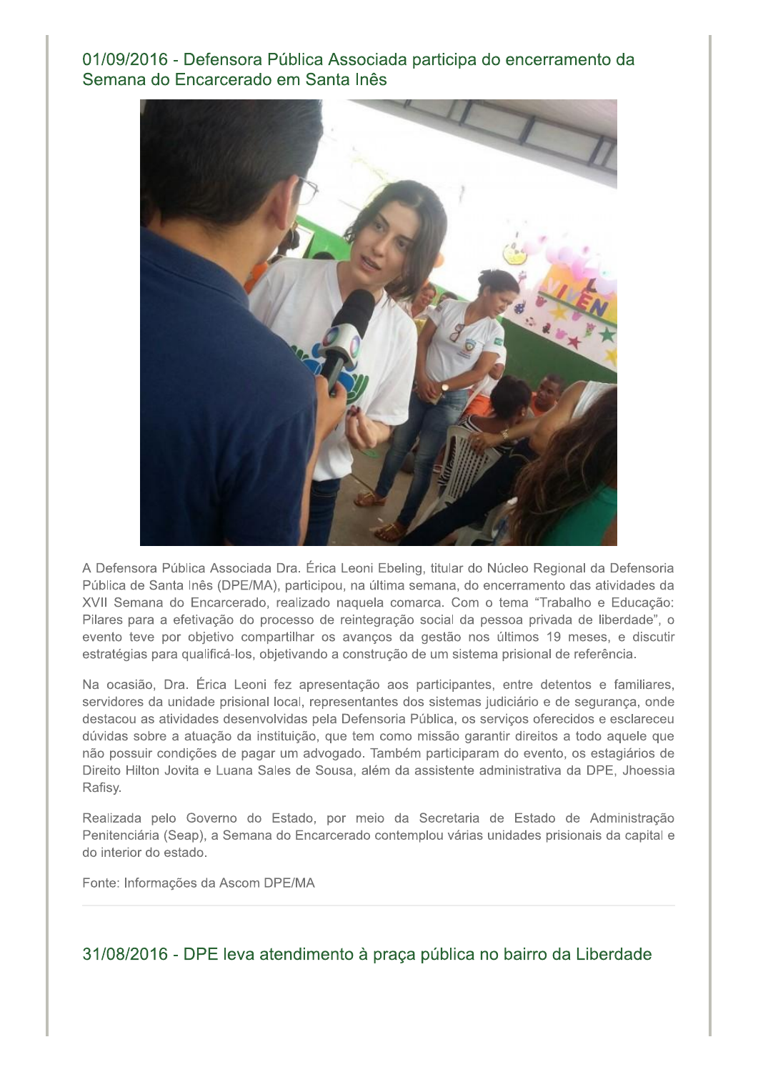## 01/09/2016 - Defensora Pública Associada participa do encerramento da Semana do Encarcerado em Santa Inês

A Defensora Pública Associada Dra. Érica Leoni Ebeling, titular do Núcleo Regional da Defensoria Pública de Santa Inês (DPE/MA), participou, na última semana, do encerramento das atividades da XVII Semana do Encarcerado, realizado naquela comarca. Com o tema "Trabalho e Educação: Pilares para a efetivação do processo de reintegração social da pessoa privada de liberdade", o evento teve por objetivo compartilhar os avanços da gestão nos últimos 19 meses, e discutir estratégias para qualificá-los, objetivando a construção de um sistema prisional de referência.

Na ocasião, Dra. Érica Leoni fez apresentação aos participantes, entre detentos e familiares, servidores da unidade prisional local, representantes dos sistemas judiciário e de segurança, onde destacou as atividades desenvolvidas pela Defensoria Pública, os serviços oferecidos e esclareceu dúvidas sobre a atuação da instituição, que tem como missão garantir direitos a todo aquele que não possuir condições de pagar um advogado. Também participaram do evento, os estagiários de Direito Hilton Jovita e Luana Sales de Sousa, além da assistente administrativa da DPE, Jhoessia Rafisy.

Realizada pelo Governo do Estado, por meio da Secretaria de Estado de Administração Penitenciária (Seap), a Semana do Encarcerado contemplou várias unidades prisionais da capital e do interior do estado.

Fonte: Informações da Ascom DPE/MA

---

## 31/08/2016 - DPE leva atendimento à praça pública no bairro da Liberdade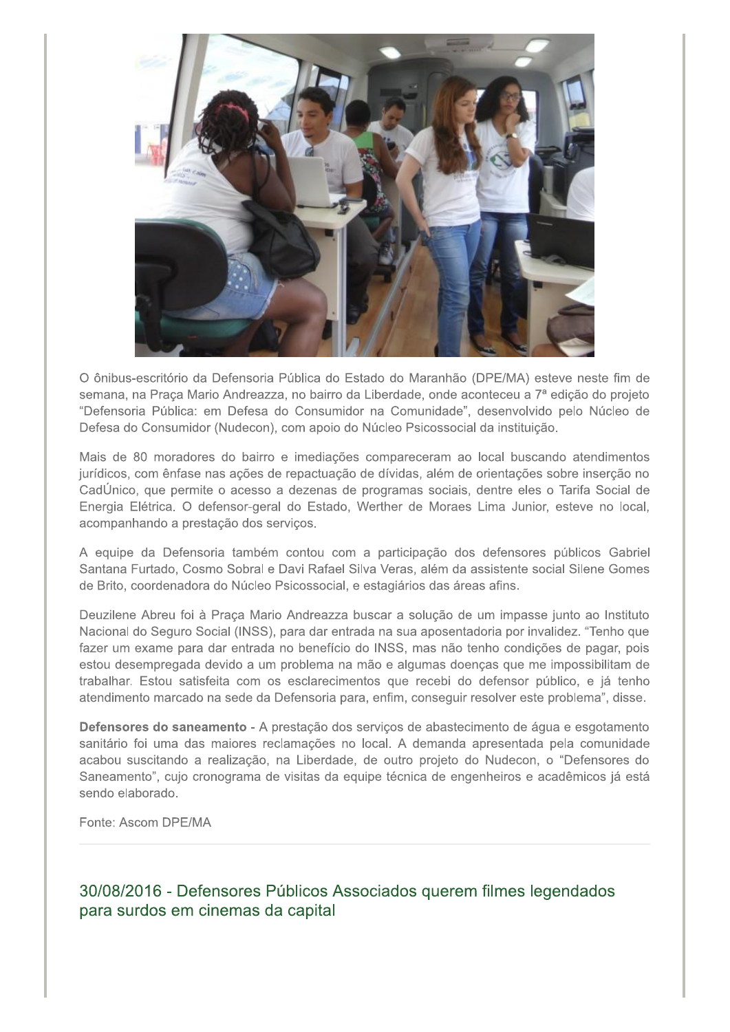O ônibus-escritório da Defensoria Pública do Estado do Maranhão (DPE/MA) esteve neste fim de semana, na Praça Mario Andreazza, no bairro da Liberdade, onde aconteceu a 7ª edição do projeto "Defensoria Pública: em Defesa do Consumidor na Comunidade", desenvolvido pelo Núcleo de Defesa do Consumidor (Nudecon), com apoio do Núcleo Psicossocial da instituição.

Mais de 80 moradores do bairro e imediações compareceram ao local buscando atendimentos jurídicos, com ênfase nas ações de repactuação de dívidas, além de orientações sobre inserção no CadÚnico, que permite o acesso a dezenas de programas sociais, dentre eles o Tarifa Social de Energia Elétrica. O defensor-geral do Estado, Werther de Moraes Lima Junior, esteve no local, acompanhando a prestação dos serviços.

A equipe da Defensoria também contou com a participação dos defensores públicos Gabriel Santana Furtado, Cosmo Sobral e Davi Rafael Silva Veras, além da assistente social Silene Gomes de Brito, coordenadora do Núcleo Psicossocial, e estagiários das áreas afins.

Deuzilene Abreu foi à Praça Mario Andreazza buscar a solução de um impasse junto ao Instituto Nacional do Seguro Social (INSS), para dar entrada na sua aposentadoria por invalidez. "Tenho que fazer um exame para dar entrada no benefício do INSS, mas não tenho condições de pagar, pois estou desempregada devido a um problema na mão e algumas doenças que me impossibilitam de trabalhar. Estou satisfeita com os esclarecimentos que recebi do defensor público, e já tenho atendimento marcado na sede da Defensoria para, enfim, conseguir resolver este problema", disse.

**Defensores do saneamento** - A prestação dos serviços de abastecimento de água e esgotamento sanitário foi uma das maiores reclamações no local. A demanda apresentada pela comunidade acabou suscitando a realização, na Liberdade, de outro projeto do Nudecon, o "Defensores do Saneamento", cujo cronograma de visitas da equipe técnica de engenheiros e acadêmicos já está sendo elaborado.

Fonte: Ascom DPE/MA

---

## 30/08/2016 - Defensores Públicos Associados querem filmes legendados para surdos em cinemas da capital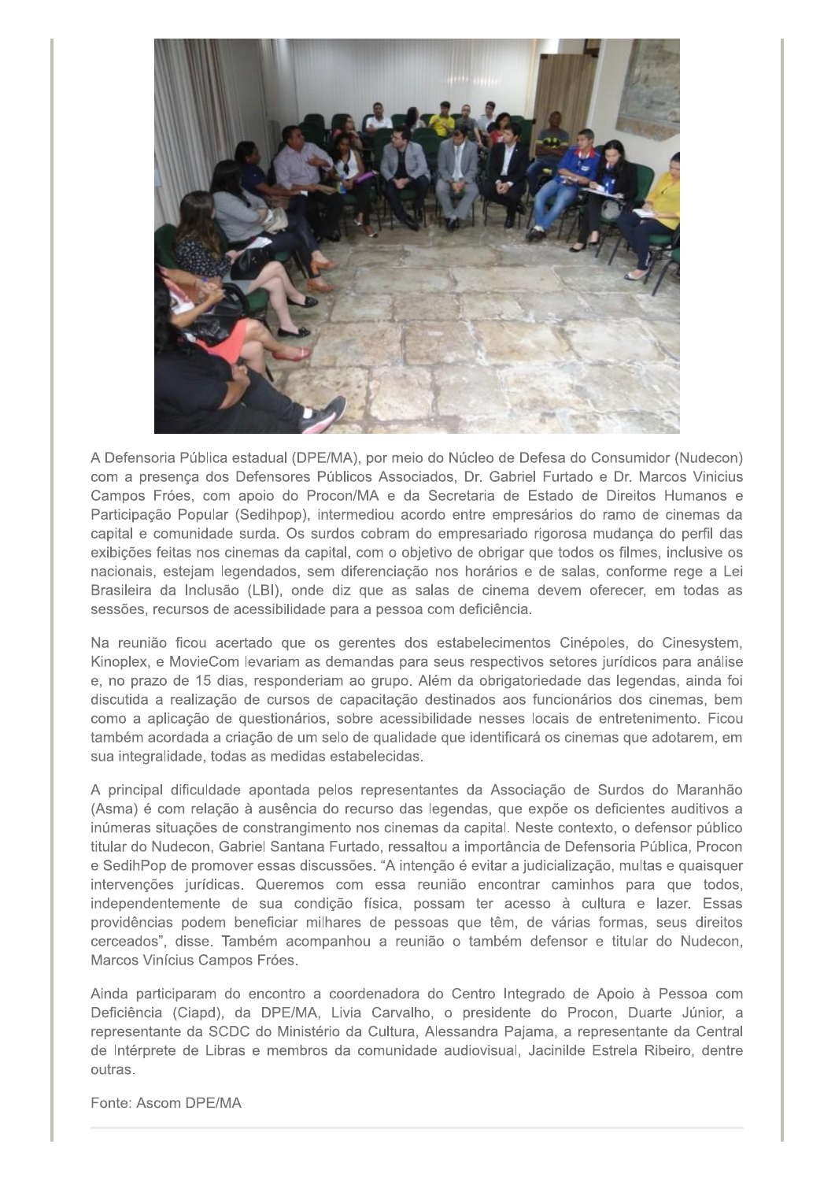A Defensoria Pública estadual (DPE/MA), por meio do Núcleo de Defesa do Consumidor (Nudecon) com a presença dos Defensores Públicos Associados, Dr. Gabriel Furtado e Dr. Marcos Vinicius Campos Fróes, com apoio do Procon/MA e da Secretaria de Estado de Direitos Humanos e Participação Popular (Sedihpop), intermediou acordo entre empresários do ramo de cinemas da capital e comunidade surda. Os surdos cobram do empresariado rigorosa mudança do perfil das exibições feitas nos cinemas da capital, com o objetivo de obrigar que todos os filmes, inclusive os nacionais, estejam legendados, sem diferenciação nos horários e de salas, conforme rege a Lei Brasileira da Inclusão (LBI), onde diz que as salas de cinema devem oferecer, em todas as sessões, recursos de acessibilidade para a pessoa com deficiência.

Na reunião ficou acertado que os gerentes dos estabelecimentos Cinépoles, do Cinesystem, Kinoplex, e MovieCom levariam as demandas para seus respectivos setores jurídicos para análise e, no prazo de 15 dias, responderiam ao grupo. Além da obrigatoriedade das legendas, ainda foi discutida a realização de cursos de capacitação destinados aos funcionários dos cinemas, bem como a aplicação de questionários, sobre acessibilidade nesses locais de entretenimento. Ficou também acordada a criação de um selo de qualidade que identificará os cinemas que adotarem, em sua integralidade, todas as medidas estabelecidas.

A principal dificuldade apontada pelos representantes da Associação de Surdos do Maranhão (Asma) é com relação à ausência do recurso das legendas, que expõe os deficientes auditivos a inúmeras situações de constrangimento nos cinemas da capital. Neste contexto, o defensor público titular do Nudecon, Gabriel Santana Furtado, ressaltou a importância de Defensoria Pública, Procon e SedihPop de promover essas discussões. "A intenção é evitar a judicialização, multas e quaisquer intervenções jurídicas. Queremos com essa reunião encontrar caminhos para que todos, independentemente de sua condição física, possam ter acesso à cultura e lazer. Essas providências podem beneficiar milhares de pessoas que têm, de várias formas, seus direitos cerceados", disse. Também acompanhou a reunião o também defensor e titular do Nudecon, Marcos Vinícius Campos Fróes.

Ainda participaram do encontro a coordenadora do Centro Integrado de Apoio à Pessoa com Deficiência (Ciapd), da DPE/MA, Livia Carvalho, o presidente do Procon, Duarte Júnior, a representante da SCDC do Ministério da Cultura, Alessandra Pajama, a representante da Central de Intérprete de Libras e membros da comunidade audiovisual, Jacinilde Estrela Ribeiro, dentre outras.

Fonte: Ascom DPE/MA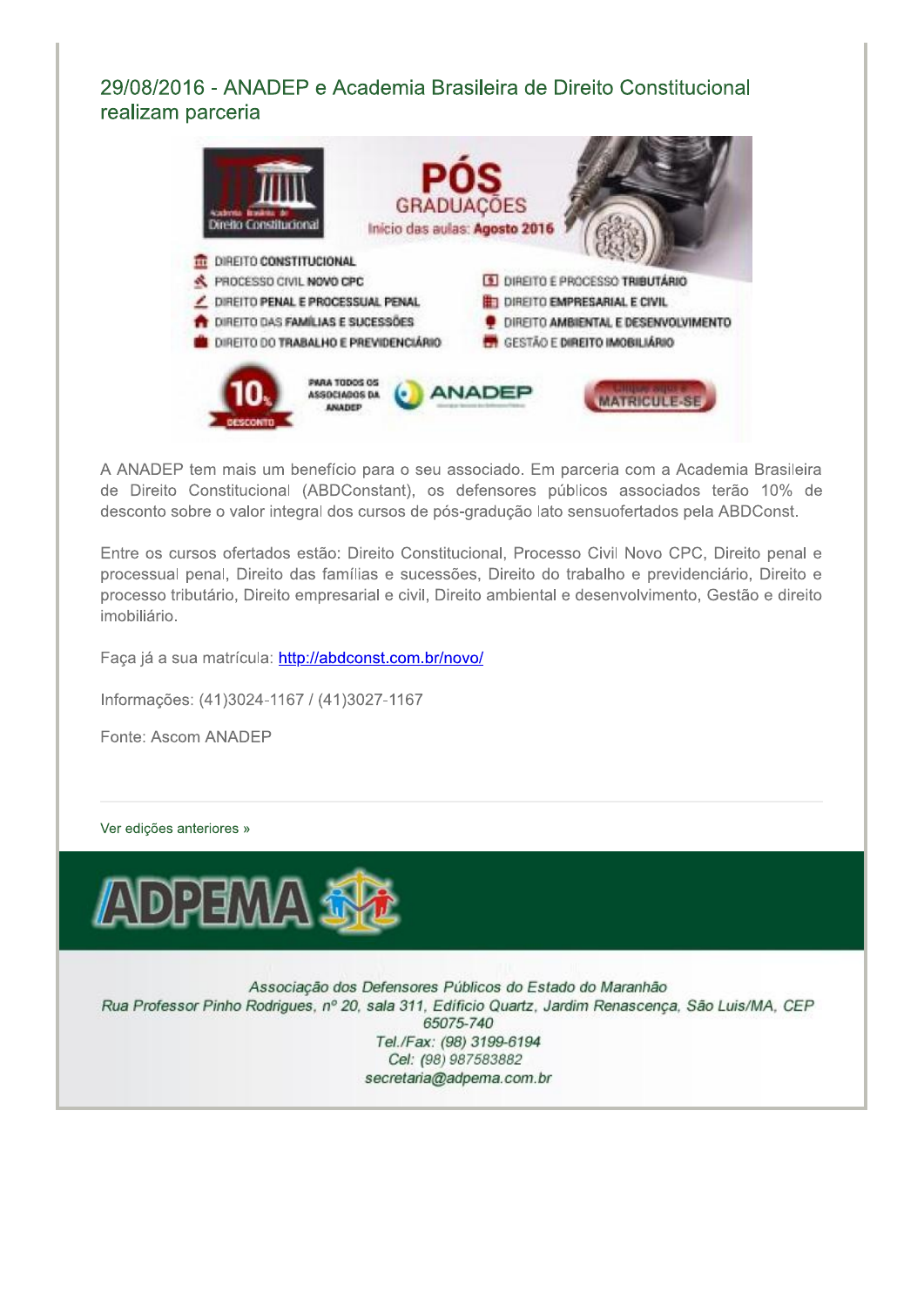## 29/08/2016 - ANADEP e Academia Brasileira de Direito Constitucional realizam parceria

A ANADEP tem mais um benefício para o seu associado. Em parceria com a Academia Brasileira de Direito Constitucional (ABDConstant), os defensores públicos associados terão 10% de desconto sobre o valor integral dos cursos de pós-gradução lato sensuofertados pela ABDConst.

Entre os cursos ofertados estão: Direito Constitucional, Processo Civil Novo CPC, Direito penal e processual penal, Direito das famílias e sucessões, Direito do trabalho e previdenciário, Direito e processo tributário, Direito empresarial e civil, Direito ambiental e desenvolvimento, Gestão e direito imobiliário.

Faça já a sua matrícula: http://abdconst.com.br/novo/

Informações: (41)3024-1167 / (41)3027-1167

Fonte: Ascom ANADEP

---

Ver edições anteriores »

ADPEMA

*Associação dos Defensores Públicos do Estado do Maranhão*
*Rua Professor Pinho Rodrigues, nº 20, sala 311, Edifício Quartz, Jardim Renascença, São Luís/MA, CEP 65075-740*
*Tel./Fax: (98) 3199-6194*
*Cel: (98) 987583882*
*secretaria@adpema.com.br*